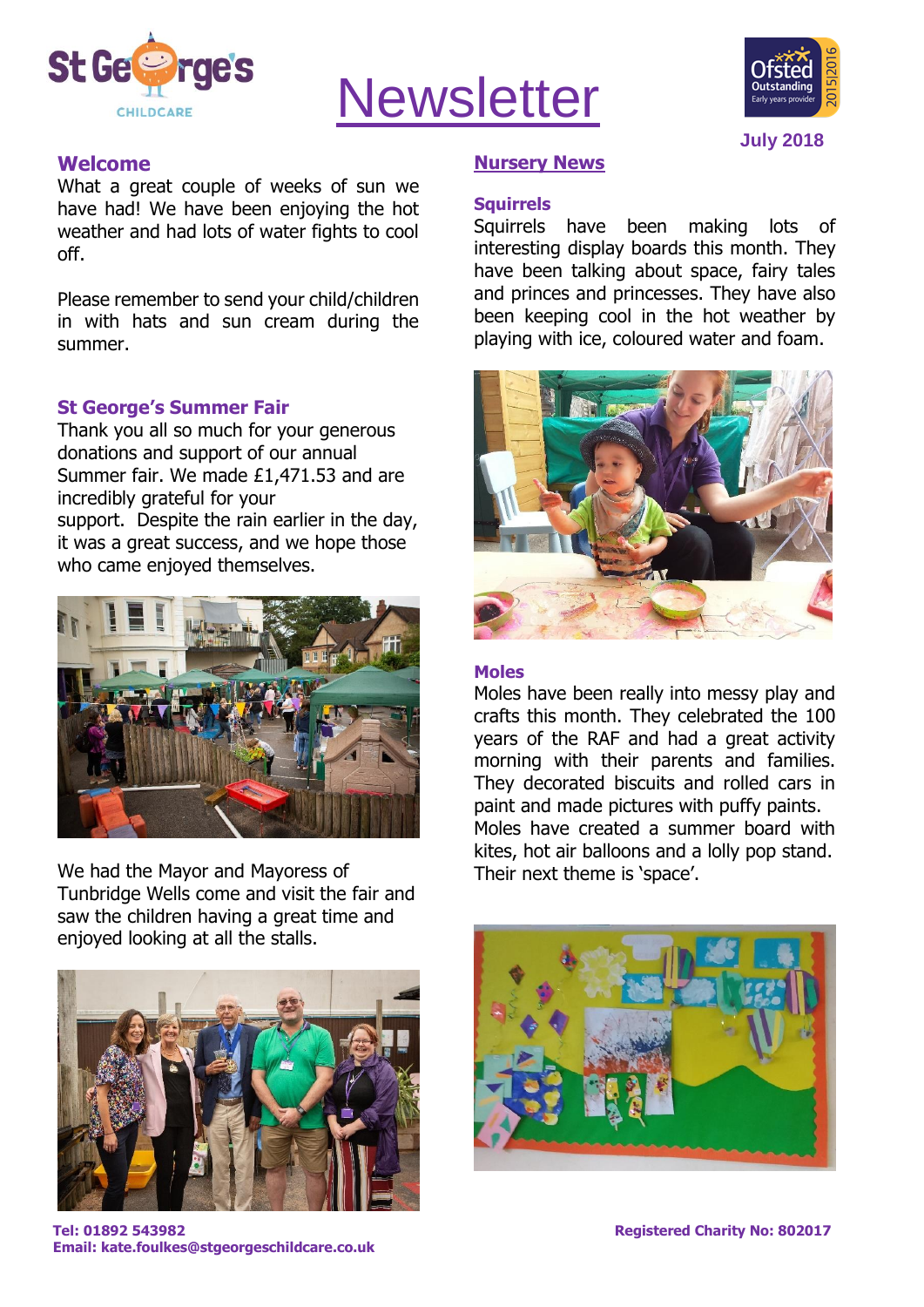# Newsletter

July 2018

## Welcome

What a great couple of weeks of sun we have had! We have been enjoying the hot weather and had lots of water fights to cool off.

Please remember to send your child/children in with hats and sun cream during the summer.

## St George's Summer Fair

Thank you all so much for your generous donations and support of our annual Summer fair. We made £1,471.53 and are incredibly grateful for your support. Despite the rain earlier in the day, it was a great success, and we hope those who came enjoyed themselves.

We had the Mayor and Mayoress of Tunbridge Wells come and visit the fair and saw the children having a great time and enjoyed looking at all the stalls.

## Nursery News

### Squirrels

Squirrels have been making lots of interesting display boards this month. They have been talking about space, fairy tales and princes and princesses. They have also been keeping cool in the hot weather by playing with ice, coloured water and foam.

### Moles

Moles have been really into messy play and crafts this month. They celebrated the 100 years of the RAF and had a great activity morning with their parents and families. They decorated biscuits and rolled cars in paint and made pictures with puffy paints. Moles have created a summer board with kites, hot air balloons and a lolly pop stand. Their next theme is 'space'.

**Tel: 01892 543982**
**Email: kate.foulkes@stgeorgeschildcare.co.uk**

**Registered Charity No: 802017**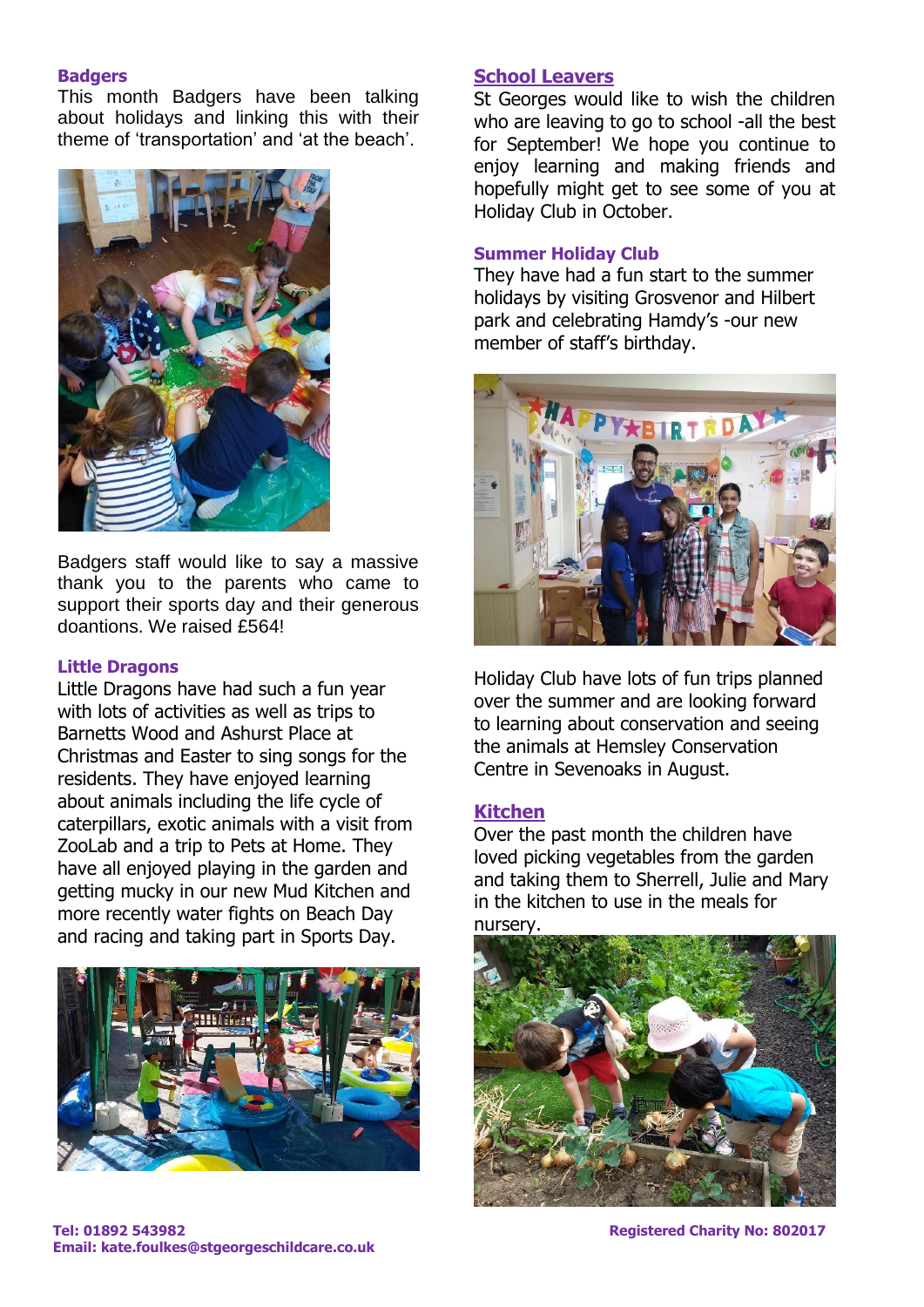## Badgers

This month Badgers have been talking about holidays and linking this with their theme of 'transportation' and 'at the beach'.

Badgers staff would like to say a massive thank you to the parents who came to support their sports day and their generous doantions. We raised £564!

## Little Dragons

Little Dragons have had such a fun year with lots of activities as well as trips to Barnetts Wood and Ashurst Place at Christmas and Easter to sing songs for the residents. They have enjoyed learning about animals including the life cycle of caterpillars, exotic animals with a visit from ZooLab and a trip to Pets at Home. They have all enjoyed playing in the garden and getting mucky in our new Mud Kitchen and more recently water fights on Beach Day and racing and taking part in Sports Day.

## School Leavers

St Georges would like to wish the children who are leaving to go to school -all the best for September! We hope you continue to enjoy learning and making friends and hopefully might get to see some of you at Holiday Club in October.

## Summer Holiday Club

They have had a fun start to the summer holidays by visiting Grosvenor and Hilbert park and celebrating Hamdy's -our new member of staff's birthday.

Holiday Club have lots of fun trips planned over the summer and are looking forward to learning about conservation and seeing the animals at Hemsley Conservation Centre in Sevenoaks in August.

## Kitchen

Over the past month the children have loved picking vegetables from the garden and taking them to Sherrell, Julie and Mary in the kitchen to use in the meals for nursery.

**Tel: 01892 543982**
**Email: kate.foulkes@stgeorgeschildcare.co.uk**

**Registered Charity No: 802017**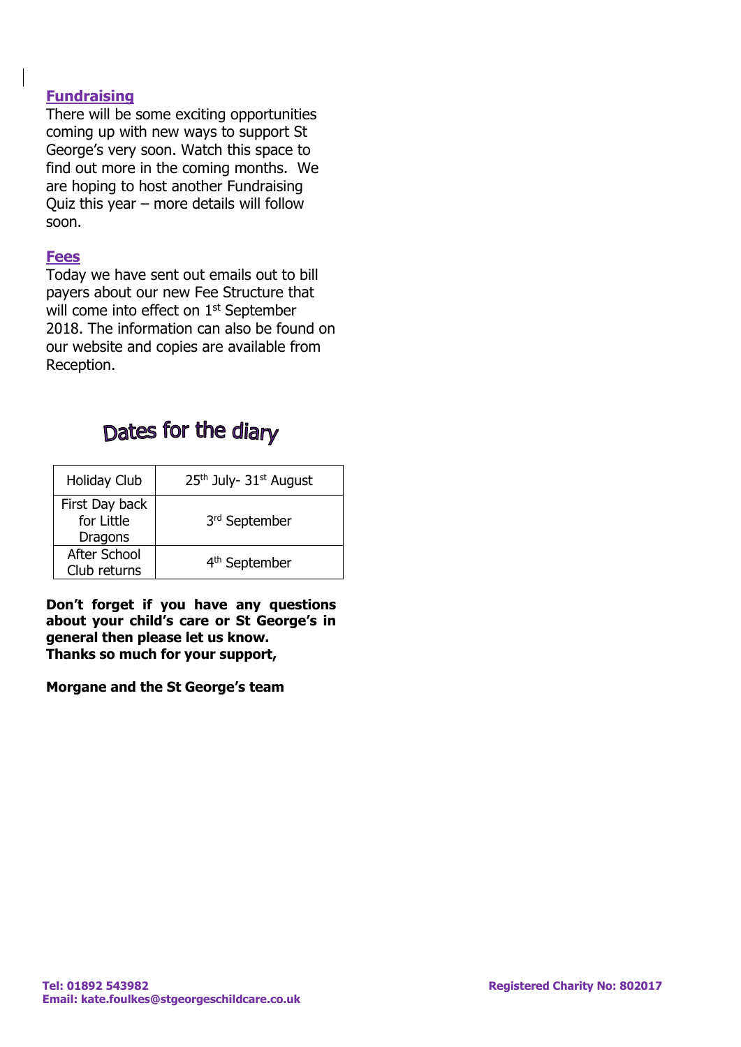## Fundraising

There will be some exciting opportunities coming up with new ways to support St George's very soon. Watch this space to find out more in the coming months. We are hoping to host another Fundraising Quiz this year – more details will follow soon.

## Fees

Today we have sent out emails out to bill payers about our new Fee Structure that will come into effect on 1st September 2018. The information can also be found on our website and copies are available from Reception.

## Dates for the diary

| | |
|---|---|
| Holiday Club | 25th July- 31st August |
| First Day back for Little Dragons | 3rd September |
| After School Club returns | 4th September |

**Don't forget if you have any questions about your child's care or St George's in general then please let us know.**
**Thanks so much for your support,**

**Morgane and the St George's team**

**Tel: 01892 543982**
**Email: kate.foulkes@stgeorgeschildcare.co.uk**

**Registered Charity No: 802017**